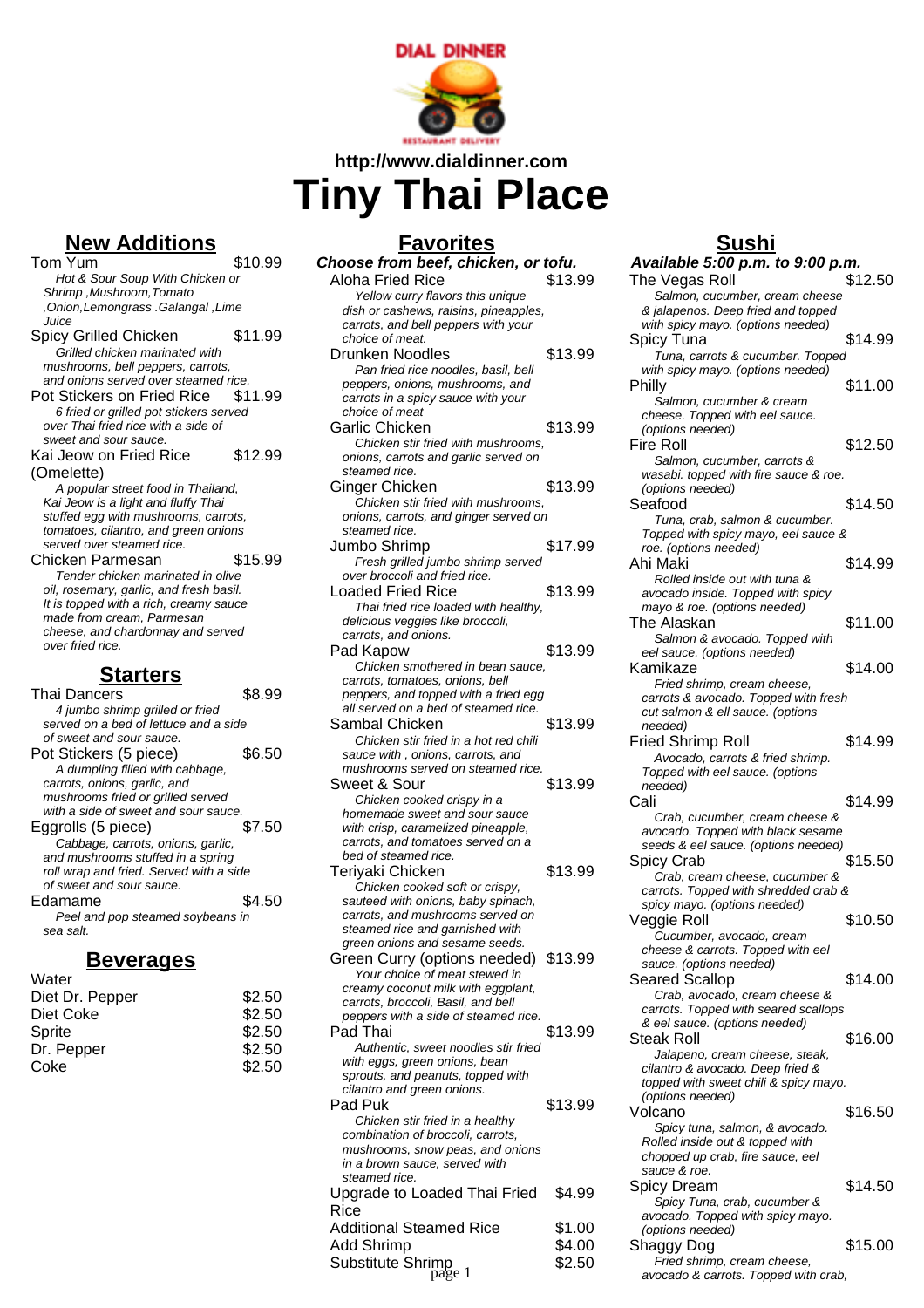http://www.dialdinner.com

# Tiny Thai Place

## New Additions

**Tom Yum** $10.99
*Hot & Sour Soup With Chicken or Shrimp ,Mushroom,Tomato ,Onion,Lemongrass .Galangal ,Lime Juice*

**Spicy Grilled Chicken** $11.99
*Grilled chicken marinated with mushrooms, bell peppers, carrots, and onions served over steamed rice.*

**Pot Stickers on Fried Rice** $11.99
*6 fried or grilled pot stickers served over Thai fried rice with a side of sweet and sour sauce.*

**Kai Jeow on Fried Rice (Omelette)** $12.99
*A popular street food in Thailand, Kai Jeow is a light and fluffy Thai stuffed egg with mushrooms, carrots, tomatoes, cilantro, and green onions served over steamed rice.*

**Chicken Parmesan** $15.99
*Tender chicken marinated in olive oil, rosemary, garlic, and fresh basil. It is topped with a rich, creamy sauce made from cream, Parmesan cheese, and chardonnay and served over fried rice.*

## Starters

**Thai Dancers** $8.99
*4 jumbo shrimp grilled or fried served on a bed of lettuce and a side of sweet and sour sauce.*

**Pot Stickers (5 piece)** $6.50
*A dumpling filled with cabbage, carrots, onions, garlic, and mushrooms fried or grilled served with a side of sweet and sour sauce.*

**Eggrolls (5 piece)** $7.50
*Cabbage, carrots, onions, garlic, and mushrooms stuffed in a spring roll wrap and fried. Served with a side of sweet and sour sauce.*

**Edamame** $4.50
*Peel and pop steamed soybeans in sea salt.*

## Beverages

| Item | Price |
|---|---|
| Water | |
| Diet Dr. Pepper | $2.50 |
| Diet Coke | $2.50 |
| Sprite | $2.50 |
| Dr. Pepper | $2.50 |
| Coke | $2.50 |

## Favorites

***Choose from beef, chicken, or tofu.***

**Aloha Fried Rice** $13.99
*Yellow curry flavors this unique dish or cashews, raisins, pineapples, carrots, and bell peppers with your choice of meat.*

**Drunken Noodles** $13.99
*Pan fried rice noodles, basil, bell peppers, onions, mushrooms, and carrots in a spicy sauce with your choice of meat*

**Garlic Chicken** $13.99
*Chicken stir fried with mushrooms, onions, carrots and garlic served on steamed rice.*

**Ginger Chicken** $13.99
*Chicken stir fried with mushrooms, onions, carrots, and ginger served on steamed rice.*

**Jumbo Shrimp** $17.99
*Fresh grilled jumbo shrimp served over broccoli and fried rice.*

**Loaded Fried Rice** $13.99
*Thai fried rice loaded with healthy, delicious veggies like broccoli, carrots, and onions.*

**Pad Kapow** $13.99
*Chicken smothered in bean sauce, carrots, tomatoes, onions, bell peppers, and topped with a fried egg all served on a bed of steamed rice.*

**Sambal Chicken** $13.99
*Chicken stir fried in a hot red chili sauce with , onions, carrots, and mushrooms served on steamed rice.*

**Sweet & Sour** $13.99
*Chicken cooked crispy in a homemade sweet and sour sauce with crisp, caramelized pineapple, carrots, and tomatoes served on a bed of steamed rice.*

**Teriyaki Chicken** $13.99
*Chicken cooked soft or crispy, sauteed with onions, baby spinach, carrots, and mushrooms served on steamed rice and garnished with green onions and sesame seeds.*

**Green Curry (options needed)** $13.99
*Your choice of meat stewed in creamy coconut milk with eggplant, carrots, broccoli, Basil, and bell peppers with a side of steamed rice.*

**Pad Thai** $13.99
*Authentic, sweet noodles stir fried with eggs, green onions, bean sprouts, and peanuts, topped with cilantro and green onions.*

**Pad Puk** $13.99
*Chicken stir fried in a healthy combination of broccoli, carrots, mushrooms, snow peas, and onions in a brown sauce, served with steamed rice.*

| Item | Price |
|---|---|
| Upgrade to Loaded Thai Fried Rice | $4.99 |
| Additional Steamed Rice | $1.00 |
| Add Shrimp | $4.00 |
| Substitute Shrimp | $2.50 |

## Sushi

***Available 5:00 p.m. to 9:00 p.m.***

**The Vegas Roll** $12.50
*Salmon, cucumber, cream cheese & jalapenos. Deep fried and topped with spicy mayo. (options needed)*

**Spicy Tuna** $14.99
*Tuna, carrots & cucumber. Topped with spicy mayo. (options needed)*

**Philly** $11.00
*Salmon, cucumber & cream cheese. Topped with eel sauce. (options needed)*

**Fire Roll** $12.50
*Salmon, cucumber, carrots & wasabi. topped with fire sauce & roe. (options needed)*

**Seafood** $14.50
*Tuna, crab, salmon & cucumber. Topped with spicy mayo, eel sauce & roe. (options needed)*

**Ahi Maki** $14.99
*Rolled inside out with tuna & avocado inside. Topped with spicy mayo & roe. (options needed)*

**The Alaskan** $11.00
*Salmon & avocado. Topped with eel sauce. (options needed)*

**Kamikaze** $14.00
*Fried shrimp, cream cheese, carrots & avocado. Topped with fresh cut salmon & ell sauce. (options needed)*

**Fried Shrimp Roll** $14.99
*Avocado, carrots & fried shrimp. Topped with eel sauce. (options needed)*

**Cali** $14.99
*Crab, cucumber, cream cheese & avocado. Topped with black sesame seeds & eel sauce. (options needed)*

**Spicy Crab** $15.50
*Crab, cream cheese, cucumber & carrots. Topped with shredded crab & spicy mayo. (options needed)*

**Veggie Roll** $10.50
*Cucumber, avocado, cream cheese & carrots. Topped with eel sauce. (options needed)*

**Seared Scallop** $14.00
*Crab, avocado, cream cheese & carrots. Topped with seared scallops & eel sauce. (options needed)*

**Steak Roll** $16.00
*Jalapeno, cream cheese, steak, cilantro & avocado. Deep fried & topped with sweet chili & spicy mayo. (options needed)*

**Volcano** $16.50
*Spicy tuna, salmon, & avocado. Rolled inside out & topped with chopped up crab, fire sauce, eel sauce & roe.*

**Spicy Dream** $14.50
*Spicy Tuna, crab, cucumber & avocado. Topped with spicy mayo. (options needed)*

**Shaggy Dog** $15.00
*Fried shrimp, cream cheese, avocado & carrots. Topped with crab,*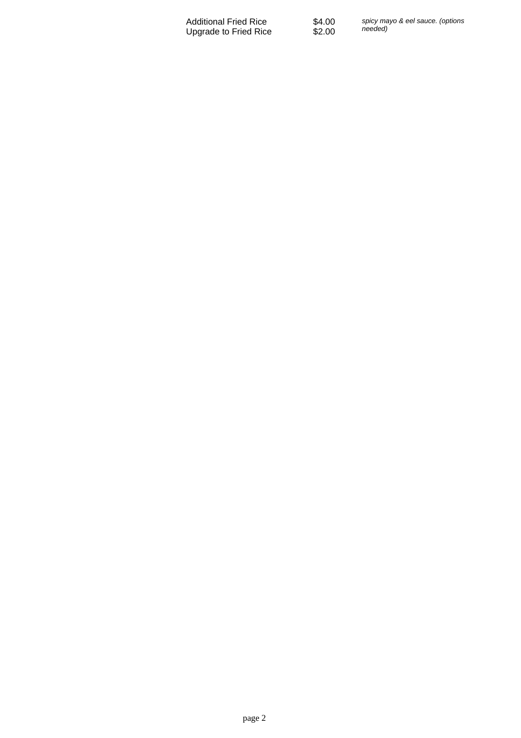| | | |
|---|---|---|
| Additional Fried Rice | $4.00 | *spicy mayo & eel sauce. (options needed)* |
| Upgrade to Fried Rice | $2.00 | |